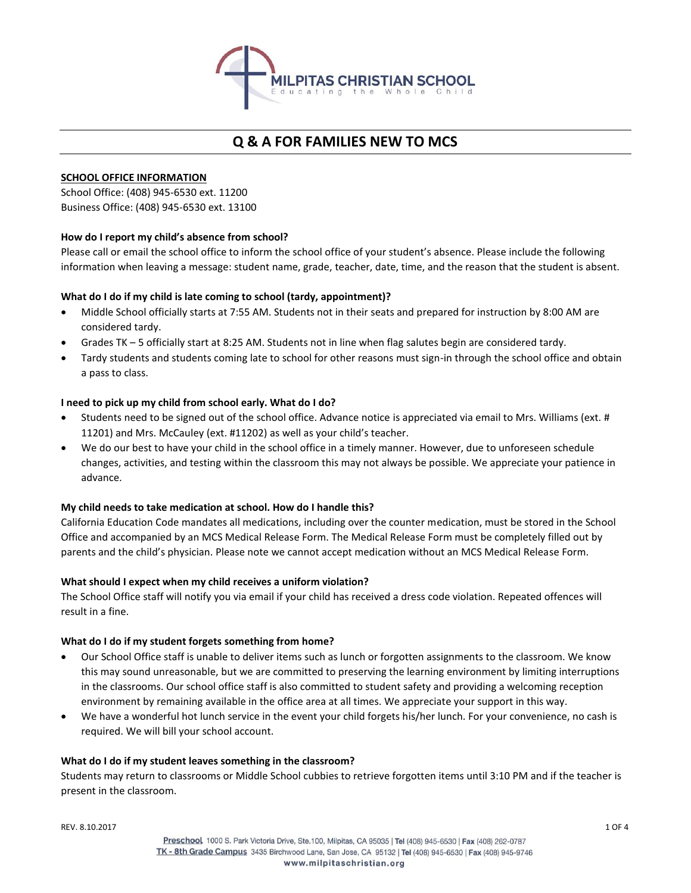MILPITAS CHRISTIAN SCHOOL

Educating the Whole Child

# Q & A FOR FAMILIES NEW TO MCS

**SCHOOL OFFICE INFORMATION**

School Office: (408) 945-6530 ext. 11200
Business Office: (408) 945-6530 ext. 13100

**How do I report my child's absence from school?**

Please call or email the school office to inform the school office of your student's absence. Please include the following information when leaving a message: student name, grade, teacher, date, time, and the reason that the student is absent.

**What do I do if my child is late coming to school (tardy, appointment)?**

- Middle School officially starts at 7:55 AM. Students not in their seats and prepared for instruction by 8:00 AM are considered tardy.
- Grades TK – 5 officially start at 8:25 AM. Students not in line when flag salutes begin are considered tardy.
- Tardy students and students coming late to school for other reasons must sign-in through the school office and obtain a pass to class.

**I need to pick up my child from school early. What do I do?**

- Students need to be signed out of the school office. Advance notice is appreciated via email to Mrs. Williams (ext. # 11201) and Mrs. McCauley (ext. #11202) as well as your child's teacher.
- We do our best to have your child in the school office in a timely manner. However, due to unforeseen schedule changes, activities, and testing within the classroom this may not always be possible. We appreciate your patience in advance.

**My child needs to take medication at school. How do I handle this?**

California Education Code mandates all medications, including over the counter medication, must be stored in the School Office and accompanied by an MCS Medical Release Form. The Medical Release Form must be completely filled out by parents and the child's physician. Please note we cannot accept medication without an MCS Medical Release Form.

**What should I expect when my child receives a uniform violation?**

The School Office staff will notify you via email if your child has received a dress code violation. Repeated offences will result in a fine.

**What do I do if my student forgets something from home?**

- Our School Office staff is unable to deliver items such as lunch or forgotten assignments to the classroom. We know this may sound unreasonable, but we are committed to preserving the learning environment by limiting interruptions in the classrooms. Our school office staff is also committed to student safety and providing a welcoming reception environment by remaining available in the office area at all times. We appreciate your support in this way.
- We have a wonderful hot lunch service in the event your child forgets his/her lunch. For your convenience, no cash is required. We will bill your school account.

**What do I do if my student leaves something in the classroom?**

Students may return to classrooms or Middle School cubbies to retrieve forgotten items until 3:10 PM and if the teacher is present in the classroom.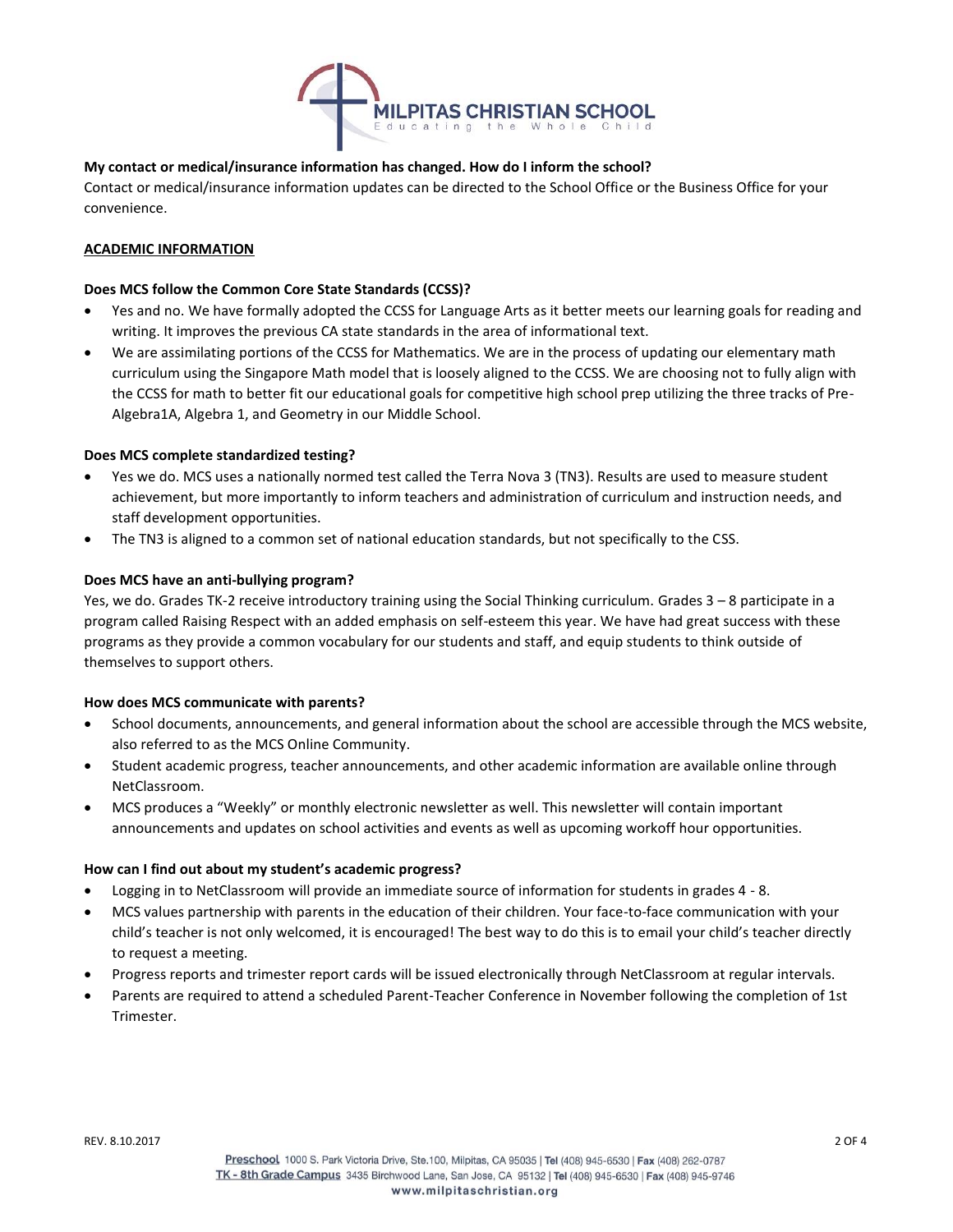**My contact or medical/insurance information has changed. How do I inform the school?**

Contact or medical/insurance information updates can be directed to the School Office or the Business Office for your convenience.

## ACADEMIC INFORMATION

**Does MCS follow the Common Core State Standards (CCSS)?**

- Yes and no. We have formally adopted the CCSS for Language Arts as it better meets our learning goals for reading and writing. It improves the previous CA state standards in the area of informational text.
- We are assimilating portions of the CCSS for Mathematics. We are in the process of updating our elementary math curriculum using the Singapore Math model that is loosely aligned to the CCSS. We are choosing not to fully align with the CCSS for math to better fit our educational goals for competitive high school prep utilizing the three tracks of Pre-Algebra1A, Algebra 1, and Geometry in our Middle School.

**Does MCS complete standardized testing?**

- Yes we do. MCS uses a nationally normed test called the Terra Nova 3 (TN3). Results are used to measure student achievement, but more importantly to inform teachers and administration of curriculum and instruction needs, and staff development opportunities.
- The TN3 is aligned to a common set of national education standards, but not specifically to the CSS.

**Does MCS have an anti-bullying program?**

Yes, we do. Grades TK-2 receive introductory training using the Social Thinking curriculum. Grades 3 – 8 participate in a program called Raising Respect with an added emphasis on self-esteem this year. We have had great success with these programs as they provide a common vocabulary for our students and staff, and equip students to think outside of themselves to support others.

**How does MCS communicate with parents?**

- School documents, announcements, and general information about the school are accessible through the MCS website, also referred to as the MCS Online Community.
- Student academic progress, teacher announcements, and other academic information are available online through NetClassroom.
- MCS produces a "Weekly" or monthly electronic newsletter as well. This newsletter will contain important announcements and updates on school activities and events as well as upcoming workoff hour opportunities.

**How can I find out about my student's academic progress?**

- Logging in to NetClassroom will provide an immediate source of information for students in grades 4 - 8.
- MCS values partnership with parents in the education of their children. Your face-to-face communication with your child's teacher is not only welcomed, it is encouraged! The best way to do this is to email your child's teacher directly to request a meeting.
- Progress reports and trimester report cards will be issued electronically through NetClassroom at regular intervals.
- Parents are required to attend a scheduled Parent-Teacher Conference in November following the completion of 1st Trimester.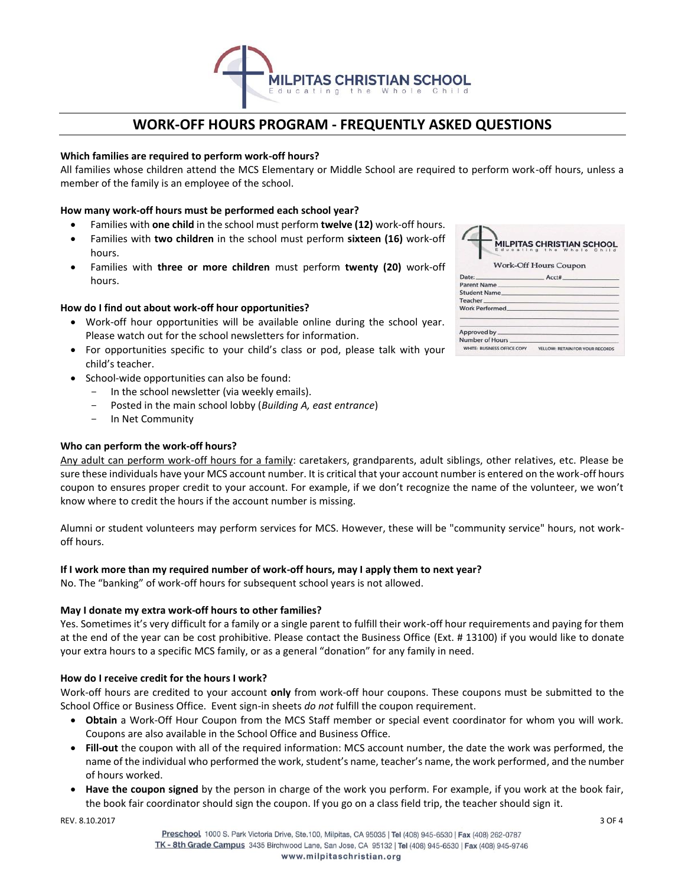# WORK-OFF HOURS PROGRAM - FREQUENTLY ASKED QUESTIONS

**Which families are required to perform work-off hours?**

All families whose children attend the MCS Elementary or Middle School are required to perform work-off hours, unless a member of the family is an employee of the school.

**How many work-off hours must be performed each school year?**

- Families with **one child** in the school must perform **twelve (12)** work-off hours.
- Families with **two children** in the school must perform **sixteen (16)** work-off hours.
- Families with **three or more children** must perform **twenty (20)** work-off hours.

**How do I find out about work-off hour opportunities?**

- Work-off hour opportunities will be available online during the school year. Please watch out for the school newsletters for information.
- For opportunities specific to your child's class or pod, please talk with your child's teacher.
- School-wide opportunities can also be found:
  - In the school newsletter (via weekly emails).
  - Posted in the main school lobby (*Building A, east entrance*)
  - In Net Community

**Who can perform the work-off hours?**

Any adult can perform work-off hours for a family: caretakers, grandparents, adult siblings, other relatives, etc. Please be sure these individuals have your MCS account number. It is critical that your account number is entered on the work-off hours coupon to ensures proper credit to your account. For example, if we don't recognize the name of the volunteer, we won't know where to credit the hours if the account number is missing.

Alumni or student volunteers may perform services for MCS. However, these will be "community service" hours, not work-off hours.

**If I work more than my required number of work-off hours, may I apply them to next year?**

No. The "banking" of work-off hours for subsequent school years is not allowed.

**May I donate my extra work-off hours to other families?**

Yes. Sometimes it's very difficult for a family or a single parent to fulfill their work-off hour requirements and paying for them at the end of the year can be cost prohibitive. Please contact the Business Office (Ext. # 13100) if you would like to donate your extra hours to a specific MCS family, or as a general "donation" for any family in need.

**How do I receive credit for the hours I work?**

Work-off hours are credited to your account **only** from work-off hour coupons. These coupons must be submitted to the School Office or Business Office. Event sign-in sheets *do not* fulfill the coupon requirement.

- **Obtain** a Work-Off Hour Coupon from the MCS Staff member or special event coordinator for whom you will work. Coupons are also available in the School Office and Business Office.
- **Fill-out** the coupon with all of the required information: MCS account number, the date the work was performed, the name of the individual who performed the work, student's name, teacher's name, the work performed, and the number of hours worked.
- **Have the coupon signed** by the person in charge of the work you perform. For example, if you work at the book fair, the book fair coordinator should sign the coupon. If you go on a class field trip, the teacher should sign it.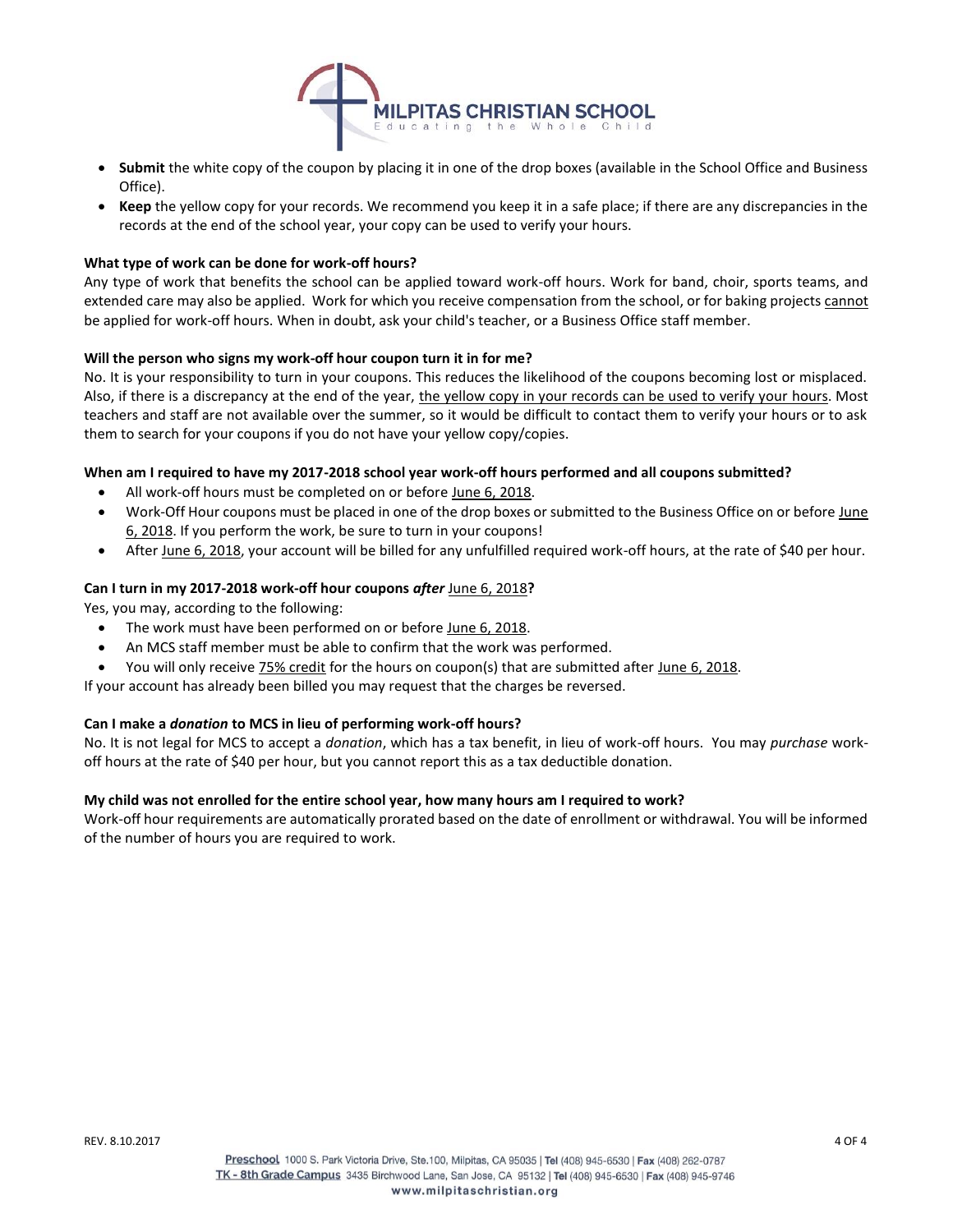- **Submit** the white copy of the coupon by placing it in one of the drop boxes (available in the School Office and Business Office).
- **Keep** the yellow copy for your records. We recommend you keep it in a safe place; if there are any discrepancies in the records at the end of the school year, your copy can be used to verify your hours.

**What type of work can be done for work-off hours?**

Any type of work that benefits the school can be applied toward work-off hours. Work for band, choir, sports teams, and extended care may also be applied. Work for which you receive compensation from the school, or for baking projects cannot be applied for work-off hours. When in doubt, ask your child's teacher, or a Business Office staff member.

**Will the person who signs my work-off hour coupon turn it in for me?**

No. It is your responsibility to turn in your coupons. This reduces the likelihood of the coupons becoming lost or misplaced. Also, if there is a discrepancy at the end of the year, the yellow copy in your records can be used to verify your hours. Most teachers and staff are not available over the summer, so it would be difficult to contact them to verify your hours or to ask them to search for your coupons if you do not have your yellow copy/copies.

**When am I required to have my 2017-2018 school year work-off hours performed and all coupons submitted?**

- All work-off hours must be completed on or before June 6, 2018.
- Work-Off Hour coupons must be placed in one of the drop boxes or submitted to the Business Office on or before June 6, 2018. If you perform the work, be sure to turn in your coupons!
- After June 6, 2018, your account will be billed for any unfulfilled required work-off hours, at the rate of $40 per hour.

**Can I turn in my 2017-2018 work-off hour coupons *after* June 6, 2018?**

Yes, you may, according to the following:

- The work must have been performed on or before June 6, 2018.
- An MCS staff member must be able to confirm that the work was performed.
- You will only receive 75% credit for the hours on coupon(s) that are submitted after June 6, 2018.

If your account has already been billed you may request that the charges be reversed.

**Can I make a *donation* to MCS in lieu of performing work-off hours?**

No. It is not legal for MCS to accept a *donation*, which has a tax benefit, in lieu of work-off hours. You may *purchase* work-off hours at the rate of $40 per hour, but you cannot report this as a tax deductible donation.

**My child was not enrolled for the entire school year, how many hours am I required to work?**

Work-off hour requirements are automatically prorated based on the date of enrollment or withdrawal. You will be informed of the number of hours you are required to work.